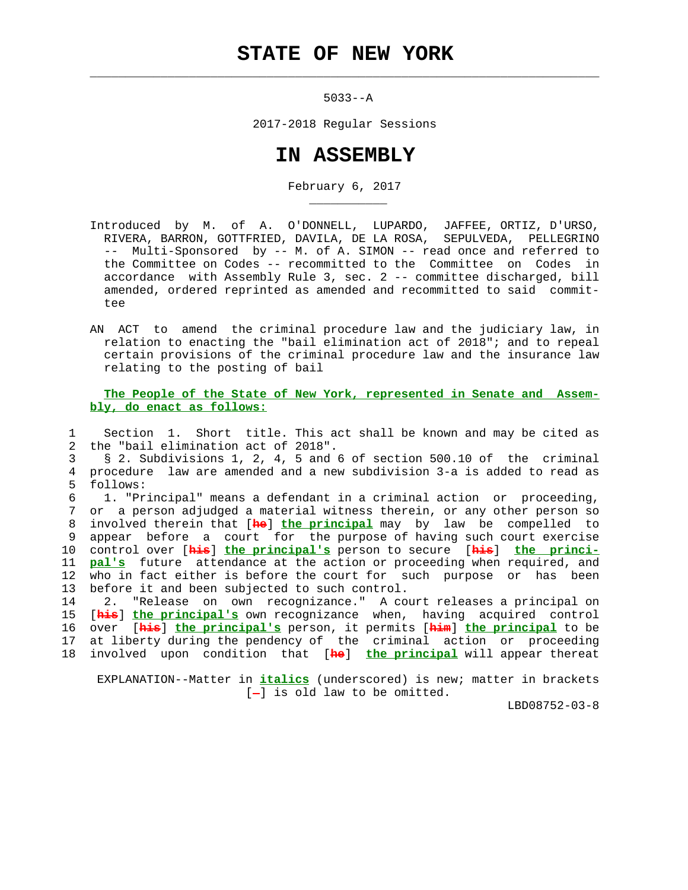# STATE OF NEW YORK

5033--A

2017-2018 Regular Sessions

# IN ASSEMBLY

February 6, 2017

Introduced by M. of A. O'DONNELL, LUPARDO, JAFFEE, ORTIZ, D'URSO, RIVERA, BARRON, GOTTFRIED, DAVILA, DE LA ROSA, SEPULVEDA, PELLEGRINO -- Multi-Sponsored by -- M. of A. SIMON -- read once and referred to the Committee on Codes -- recommitted to the Committee on Codes in accordance with Assembly Rule 3, sec. 2 -- committee discharged, bill amended, ordered reprinted as amended and recommitted to said committee

AN ACT to amend the criminal procedure law and the judiciary law, in relation to enacting the "bail elimination act of 2018"; and to repeal certain provisions of the criminal procedure law and the insurance law relating to the posting of bail

**The People of the State of New York, represented in Senate and Assembly, do enact as follows:**

1 Section 1. Short title. This act shall be known and may be cited as
2 the "bail elimination act of 2018".
3 § 2. Subdivisions 1, 2, 4, 5 and 6 of section 500.10 of the criminal
4 procedure law are amended and a new subdivision 3-a is added to read as
5 follows:
6 1. "Principal" means a defendant in a criminal action or proceeding,
7 or a person adjudged a material witness therein, or any other person so
8 involved therein that [he] _the principal_ may by law be compelled to
9 appear before a court for the purpose of having such court exercise
10 control over [his] _the principal's_ person to secure [his] _the princi-_
11 _pal's_ future attendance at the action or proceeding when required, and
12 who in fact either is before the court for such purpose or has been
13 before it and been subjected to such control.
14 2. "Release on own recognizance." A court releases a principal on
15 [his] _the principal's_ own recognizance when, having acquired control
16 over [his] _the principal's_ person, it permits [him] _the principal_ to be
17 at liberty during the pendency of the criminal action or proceeding
18 involved upon condition that [he] _the principal_ will appear thereat

EXPLANATION--Matter in _italics_ (underscored) is new; matter in brackets [-] is old law to be omitted.

LBD08752-03-8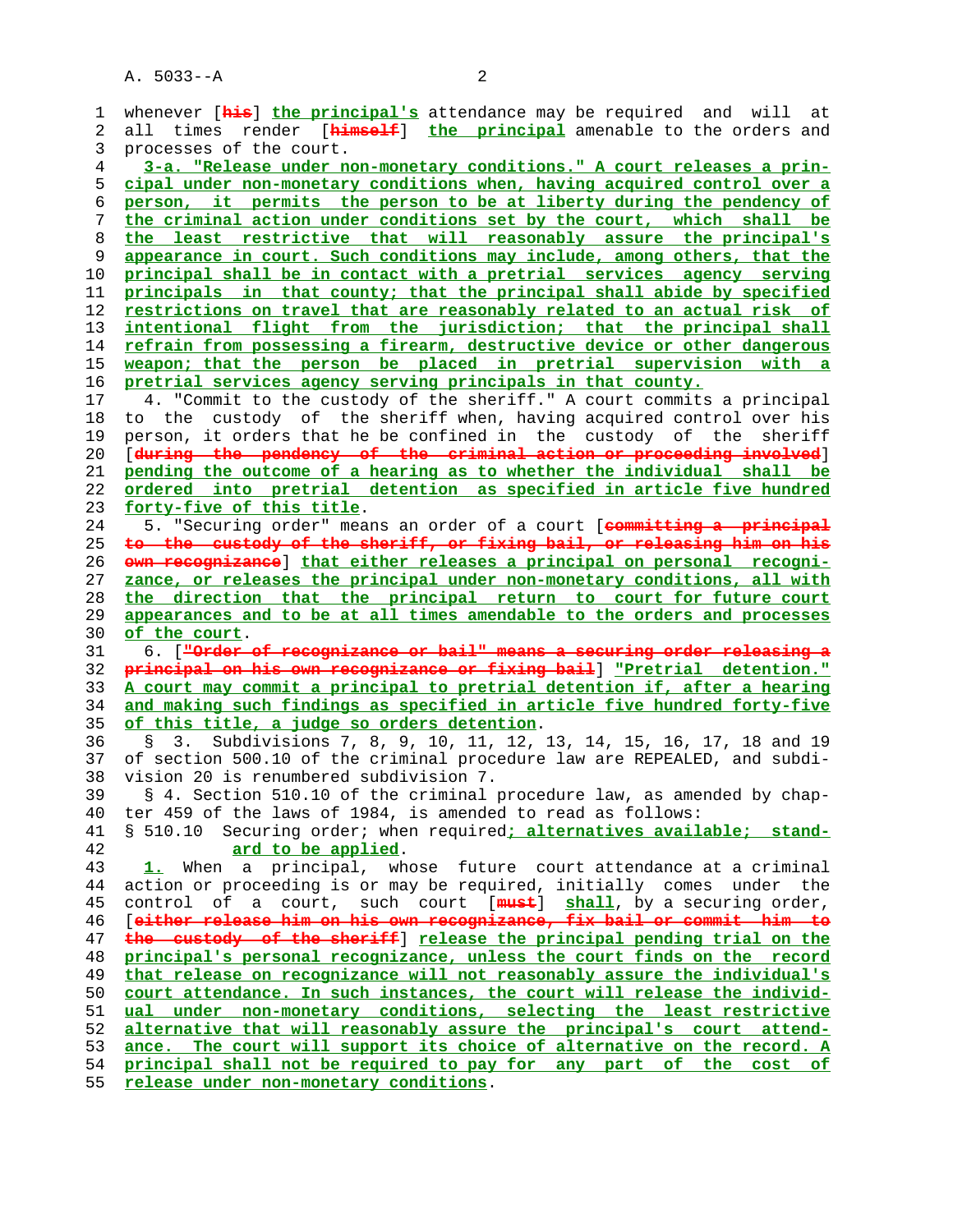whenever [~~his~~] **the principal's** attendance may be required and will at all times render [~~himself~~] **the principal** amenable to the orders and processes of the court.

**3-a. "Release under non-monetary conditions." A court releases a principal under non-monetary conditions when, having acquired control over a person, it permits the person to be at liberty during the pendency of the criminal action under conditions set by the court, which shall be the least restrictive that will reasonably assure the principal's appearance in court. Such conditions may include, among others, that the principal shall be in contact with a pretrial services agency serving principals in that county; that the principal shall abide by specified restrictions on travel that are reasonably related to an actual risk of intentional flight from the jurisdiction; that the principal shall refrain from possessing a firearm, destructive device or other dangerous weapon; that the person be placed in pretrial supervision with a pretrial services agency serving principals in that county.**

4. "Commit to the custody of the sheriff." A court commits a principal to the custody of the sheriff when, having acquired control over his person, it orders that he be confined in the custody of the sheriff [~~during the pendency of the criminal action or proceeding involved~~] **pending the outcome of a hearing as to whether the individual shall be ordered into pretrial detention as specified in article five hundred forty-five of this title**.

5. "Securing order" means an order of a court [~~committing a principal to the custody of the sheriff, or fixing bail, or releasing him on his own recognizance~~] **that either releases a principal on personal recognizance, or releases the principal under non-monetary conditions, all with the direction that the principal return to court for future court appearances and to be at all times amendable to the orders and processes of the court**.

6. [~~"Order of recognizance or bail" means a securing order releasing a principal on his own recognizance or fixing bail~~] **"Pretrial detention." A court may commit a principal to pretrial detention if, after a hearing and making such findings as specified in article five hundred forty-five of this title, a judge so orders detention**.

§ 3. Subdivisions 7, 8, 9, 10, 11, 12, 13, 14, 15, 16, 17, 18 and 19 of section 500.10 of the criminal procedure law are REPEALED, and subdivision 20 is renumbered subdivision 7.

§ 4. Section 510.10 of the criminal procedure law, as amended by chapter 459 of the laws of 1984, is amended to read as follows:

§ 510.10 Securing order; when required**; alternatives available; standard to be applied**.

**1.** When a principal, whose future court attendance at a criminal action or proceeding is or may be required, initially comes under the control of a court, such court [~~must~~] **shall**, by a securing order, [~~either release him on his own recognizance, fix bail or commit him to the custody of the sheriff~~] **release the principal pending trial on the principal's personal recognizance, unless the court finds on the record that release on recognizance will not reasonably assure the individual's court attendance. In such instances, the court will release the individual under non-monetary conditions, selecting the least restrictive alternative that will reasonably assure the principal's court attendance. The court will support its choice of alternative on the record. A principal shall not be required to pay for any part of the cost of release under non-monetary conditions**.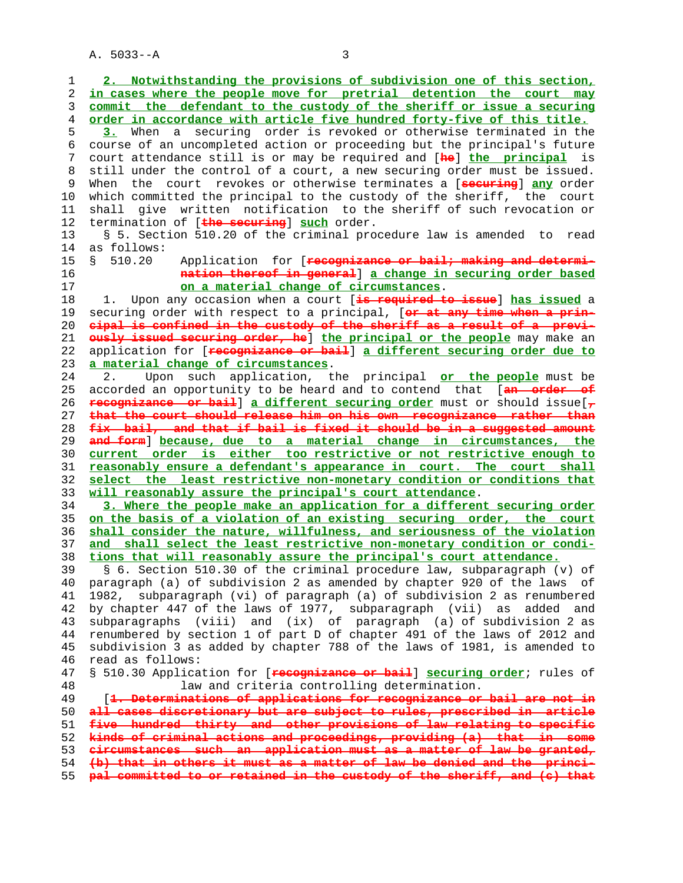2. Notwithstanding the provisions of subdivision one of this section, in cases where the people move for pretrial detention the court may commit the defendant to the custody of the sheriff or issue a securing order in accordance with article five hundred forty-five of this title.

3. When a securing order is revoked or otherwise terminated in the course of an uncompleted action or proceeding but the principal's future court attendance still is or may be required and [he] the principal is still under the control of a court, a new securing order must be issued. When the court revokes or otherwise terminates a [securing] any order which committed the principal to the custody of the sheriff, the court shall give written notification to the sheriff of such revocation or termination of [the securing] such order.

§ 5. Section 510.20 of the criminal procedure law is amended to read as follows:

§ 510.20 Application for [recognizance or bail; making and determination thereof in general] a change in securing order based on a material change of circumstances.

1. Upon any occasion when a court [is required to issue] has issued a securing order with respect to a principal, [or at any time when a principal is confined in the custody of the sheriff as a result of a previously issued securing order, he] the principal or the people may make an application for [recognizance or bail] a different securing order due to a material change of circumstances.

2. Upon such application, the principal or the people must be accorded an opportunity to be heard and to contend that [an order of recognizance or bail] a different securing order must or should issue[, that the court should release him on his own recognizance rather than fix bail, and that if bail is fixed it should be in a suggested amount and form] because, due to a material change in circumstances, the current order is either too restrictive or not restrictive enough to reasonably ensure a defendant's appearance in court. The court shall select the least restrictive non-monetary condition or conditions that will reasonably assure the principal's court attendance.

3. Where the people make an application for a different securing order on the basis of a violation of an existing securing order, the court shall consider the nature, willfulness, and seriousness of the violation and shall select the least restrictive non-monetary condition or conditions that will reasonably assure the principal's court attendance.

§ 6. Section 510.30 of the criminal procedure law, subparagraph (v) of paragraph (a) of subdivision 2 as amended by chapter 920 of the laws of 1982, subparagraph (vi) of paragraph (a) of subdivision 2 as renumbered by chapter 447 of the laws of 1977, subparagraph (vii) as added and subparagraphs (viii) and (ix) of paragraph (a) of subdivision 2 as renumbered by section 1 of part D of chapter 491 of the laws of 2012 and subdivision 3 as added by chapter 788 of the laws of 1981, is amended to read as follows:

§ 510.30 Application for [recognizance or bail] securing order; rules of law and criteria controlling determination.

[1. Determinations of applications for recognizance or bail are not in all cases discretionary but are subject to rules, prescribed in article five hundred thirty and other provisions of law relating to specific kinds of criminal actions and proceedings, providing (a) that in some circumstances such an application must as a matter of law be granted, (b) that in others it must as a matter of law be denied and the principal committed to or retained in the custody of the sheriff, and (c) that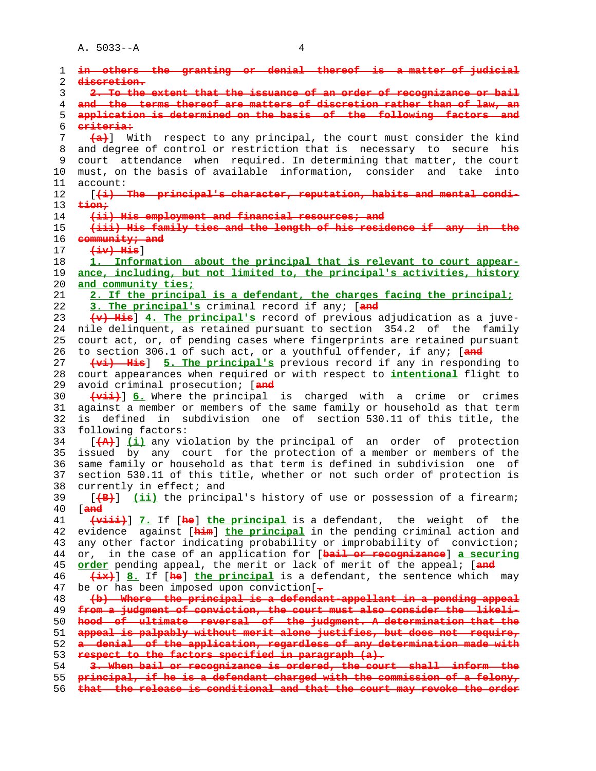1 ~~in others the granting or denial thereof is a matter of judicial~~
2 ~~discretion.~~
3 ~~2. To the extent that the issuance of an order of recognizance or bail~~
4 ~~and the terms thereof are matters of discretion rather than of law, an~~
5 ~~application is determined on the basis of the following factors and~~
6 ~~criteria:~~
7 ~~(a)~~] With respect to any principal, the court must consider the kind
8 and degree of control or restriction that is necessary to secure his
9 court attendance when required. In determining that matter, the court
10 must, on the basis of available information, consider and take into
11 account:
12 [~~(i) The principal's character, reputation, habits and mental condi-~~
13 ~~tion;~~
14 ~~(ii) His employment and financial resources; and~~
15 ~~(iii) His family ties and the length of his residence if any in the~~
16 ~~community; and~~
17 ~~(iv) His~~]
18 __1. Information about the principal that is relevant to court appear-__
19 __ance, including, but not limited to, the principal's activities, history__
20 __and community ties;__
21 __2. If the principal is a defendant, the charges facing the principal;__
22 __3. The principal's__ criminal record if any; [~~and~~
23 ~~(v) His~~] __4. The principal's__ record of previous adjudication as a juve-
24 nile delinquent, as retained pursuant to section 354.2 of the family
25 court act, or, of pending cases where fingerprints are retained pursuant
26 to section 306.1 of such act, or a youthful offender, if any; [~~and~~
27 ~~(vi) His~~] __5. The principal's__ previous record if any in responding to
28 court appearances when required or with respect to __intentional__ flight to
29 avoid criminal prosecution; [~~and~~
30 ~~(vii)~~] __6.__ Where the principal is charged with a crime or crimes
31 against a member or members of the same family or household as that term
32 is defined in subdivision one of section 530.11 of this title, the
33 following factors:
34 [~~(A)~~] __(i)__ any violation by the principal of an order of protection
35 issued by any court for the protection of a member or members of the
36 same family or household as that term is defined in subdivision one of
37 section 530.11 of this title, whether or not such order of protection is
38 currently in effect; and
39 [~~(B)~~] __(ii)__ the principal's history of use or possession of a firearm;
40 [~~and~~
41 ~~(viii)~~] __7.__ If [~~he~~] __the principal__ is a defendant, the weight of the
42 evidence against [~~him~~] __the principal__ in the pending criminal action and
43 any other factor indicating probability or improbability of conviction;
44 or, in the case of an application for [~~bail or recognizance~~] __a securing__
45 __order__ pending appeal, the merit or lack of merit of the appeal; [~~and~~
46 ~~(ix)~~] __8.__ If [~~he~~] __the principal__ is a defendant, the sentence which may
47 be or has been imposed upon conviction[~~.~~
48 ~~(b) Where the principal is a defendant-appellant in a pending appeal~~
49 ~~from a judgment of conviction, the court must also consider the likeli-~~
50 ~~hood of ultimate reversal of the judgment. A determination that the~~
51 ~~appeal is palpably without merit alone justifies, but does not require,~~
52 ~~a denial of the application, regardless of any determination made with~~
53 ~~respect to the factors specified in paragraph (a).~~
54 ~~3. When bail or recognizance is ordered, the court shall inform the~~
55 ~~principal, if he is a defendant charged with the commission of a felony,~~
56 ~~that the release is conditional and that the court may revoke the order~~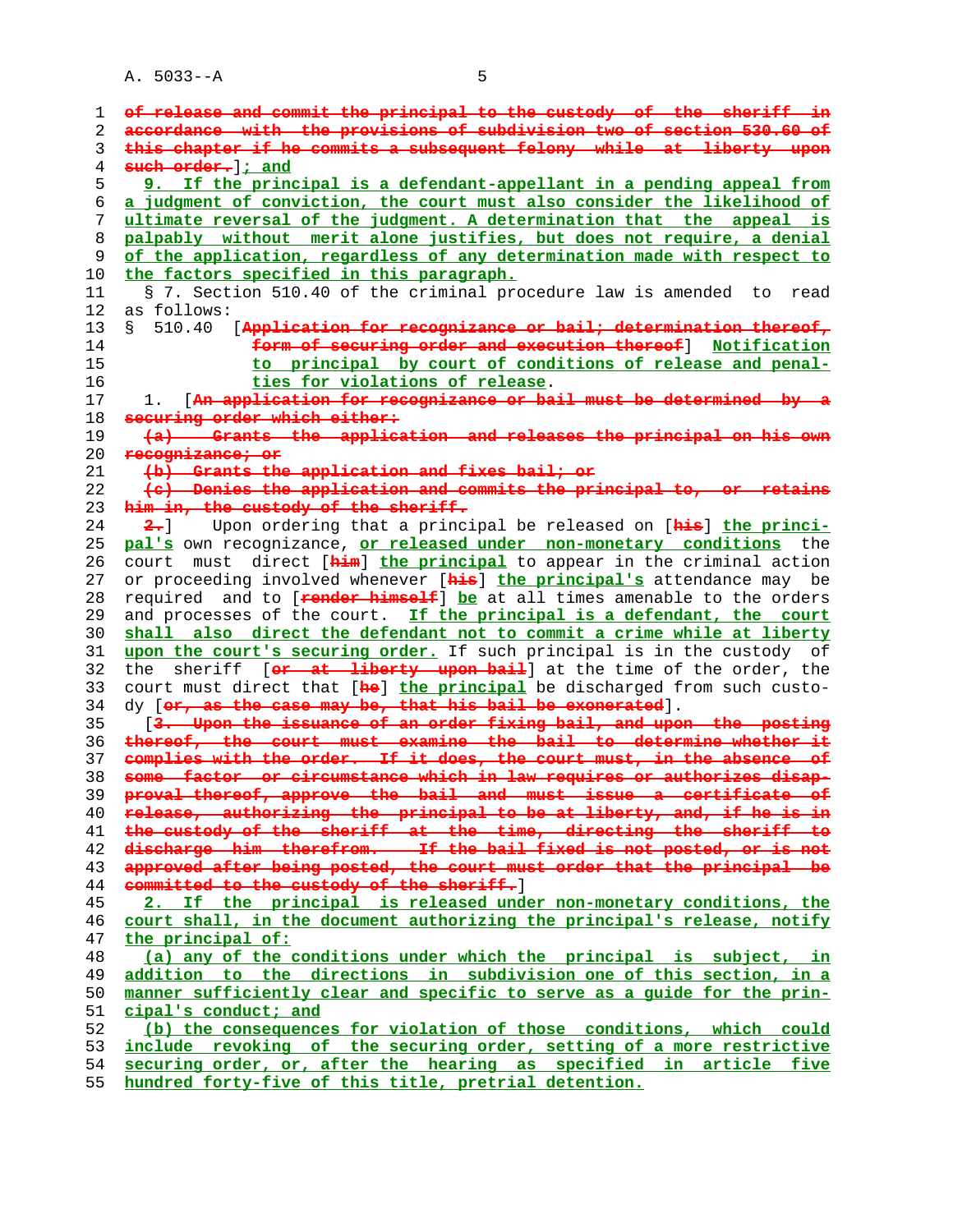of release and commit the principal to the custody of the sheriff in accordance with the provisions of subdivision two of section 530.60 of this chapter if he commits a subsequent felony while at liberty upon such order.]; and

9. If the principal is a defendant-appellant in a pending appeal from a judgment of conviction, the court must also consider the likelihood of ultimate reversal of the judgment. A determination that the appeal is palpably without merit alone justifies, but does not require, a denial of the application, regardless of any determination made with respect to the factors specified in this paragraph.

§ 7. Section 510.40 of the criminal procedure law is amended to read as follows:

§ 510.40 [Application for recognizance or bail; determination thereof, form of securing order and execution thereof] Notification to principal by court of conditions of release and penalties for violations of release.

1. [An application for recognizance or bail must be determined by a securing order which either:

(a) Grants the application and releases the principal on his own recognizance; or

(b) Grants the application and fixes bail; or

(c) Denies the application and commits the principal to, or retains him in, the custody of the sheriff.

2.] Upon ordering that a principal be released on [his] the principal's own recognizance, or released under non-monetary conditions the court must direct [him] the principal to appear in the criminal action or proceeding involved whenever [his] the principal's attendance may be required and to [render himself] be at all times amenable to the orders and processes of the court. If the principal is a defendant, the court shall also direct the defendant not to commit a crime while at liberty upon the court's securing order. If such principal is in the custody of the sheriff [or at liberty upon bail] at the time of the order, the court must direct that [he] the principal be discharged from such custody [or, as the case may be, that his bail be exonerated].

[3. Upon the issuance of an order fixing bail, and upon the posting thereof, the court must examine the bail to determine whether it complies with the order. If it does, the court must, in the absence of some factor or circumstance which in law requires or authorizes disapproval thereof, approve the bail and must issue a certificate of release, authorizing the principal to be at liberty, and, if he is in the custody of the sheriff at the time, directing the sheriff to discharge him therefrom. If the bail fixed is not posted, or is not approved after being posted, the court must order that the principal be committed to the custody of the sheriff.]

2. If the principal is released under non-monetary conditions, the court shall, in the document authorizing the principal's release, notify the principal of:

(a) any of the conditions under which the principal is subject, in addition to the directions in subdivision one of this section, in a manner sufficiently clear and specific to serve as a guide for the principal's conduct; and

(b) the consequences for violation of those conditions, which could include revoking of the securing order, setting of a more restrictive securing order, or, after the hearing as specified in article five hundred forty-five of this title, pretrial detention.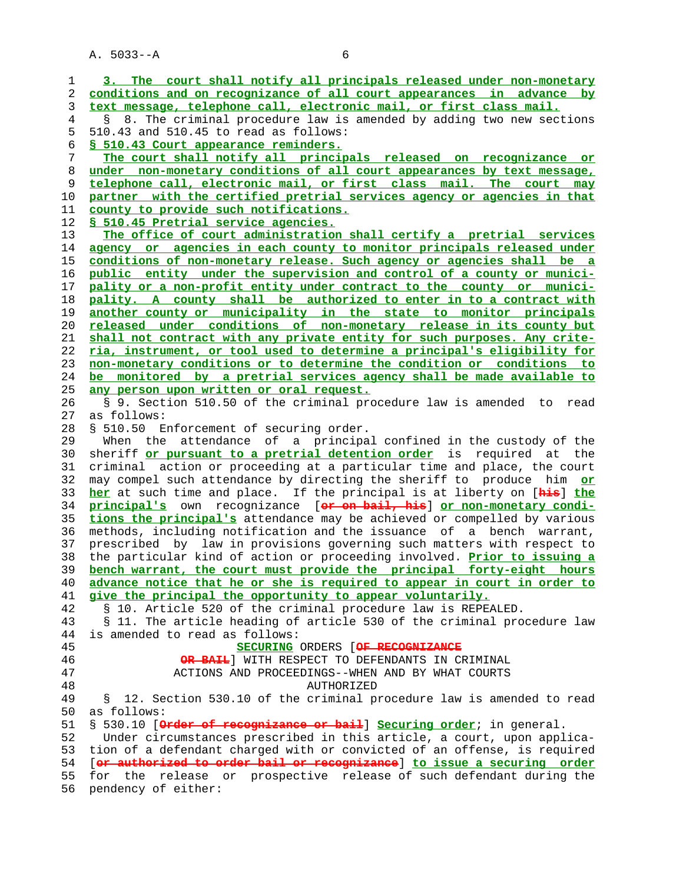3. The court shall notify all principals released under non-monetary conditions and on recognizance of all court appearances in advance by text message, telephone call, electronic mail, or first class mail.

§ 8. The criminal procedure law is amended by adding two new sections 510.43 and 510.45 to read as follows:

§ 510.43 Court appearance reminders.

The court shall notify all principals released on recognizance or under non-monetary conditions of all court appearances by text message, telephone call, electronic mail, or first class mail. The court may partner with the certified pretrial services agency or agencies in that county to provide such notifications.

§ 510.45 Pretrial service agencies.

The office of court administration shall certify a pretrial services agency or agencies in each county to monitor principals released under conditions of non-monetary release. Such agency or agencies shall be a public entity under the supervision and control of a county or municipality or a non-profit entity under contract to the county or municipality. A county shall be authorized to enter in to a contract with another county or municipality in the state to monitor principals released under conditions of non-monetary release in its county but shall not contract with any private entity for such purposes. Any criteria, instrument, or tool used to determine a principal's eligibility for non-monetary conditions or to determine the condition or conditions to be monitored by a pretrial services agency shall be made available to any person upon written or oral request.

§ 9. Section 510.50 of the criminal procedure law is amended to read as follows:

§ 510.50 Enforcement of securing order.

When the attendance of a principal confined in the custody of the sheriff or pursuant to a pretrial detention order is required at the criminal action or proceeding at a particular time and place, the court may compel such attendance by directing the sheriff to produce him or her at such time and place. If the principal is at liberty on [his] the principal's own recognizance [or on bail, his] or non-monetary conditions the principal's attendance may be achieved or compelled by various methods, including notification and the issuance of a bench warrant, prescribed by law in provisions governing such matters with respect to the particular kind of action or proceeding involved. Prior to issuing a bench warrant, the court must provide the principal forty-eight hours advance notice that he or she is required to appear in court in order to give the principal the opportunity to appear voluntarily.

§ 10. Article 520 of the criminal procedure law is REPEALED.

§ 11. The article heading of article 530 of the criminal procedure law is amended to read as follows:

SECURING ORDERS [OF RECOGNIZANCE OR BAIL] WITH RESPECT TO DEFENDANTS IN CRIMINAL ACTIONS AND PROCEEDINGS--WHEN AND BY WHAT COURTS AUTHORIZED

§ 12. Section 530.10 of the criminal procedure law is amended to read as follows:

§ 530.10 [Order of recognizance or bail] Securing order; in general.

Under circumstances prescribed in this article, a court, upon application of a defendant charged with or convicted of an offense, is required [or authorized to order bail or recognizance] to issue a securing order for the release or prospective release of such defendant during the pendency of either: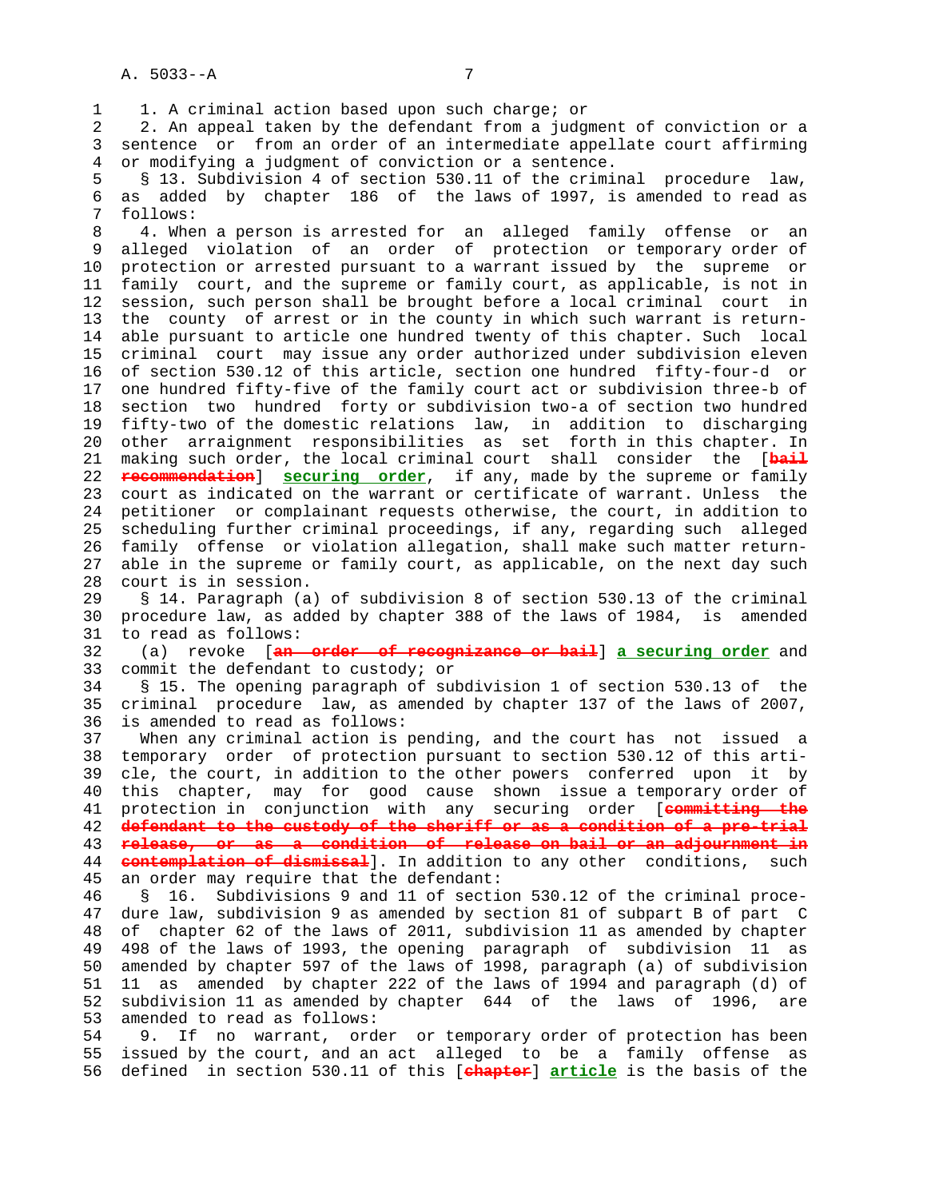1. A criminal action based upon such charge; or

2. An appeal taken by the defendant from a judgment of conviction or a sentence or from an order of an intermediate appellate court affirming or modifying a judgment of conviction or a sentence.

§ 13. Subdivision 4 of section 530.11 of the criminal procedure law, as added by chapter 186 of the laws of 1997, is amended to read as follows:

4. When a person is arrested for an alleged family offense or an alleged violation of an order of protection or temporary order of protection or arrested pursuant to a warrant issued by the supreme or family court, and the supreme or family court, as applicable, is not in session, such person shall be brought before a local criminal court in the county of arrest or in the county in which such warrant is returnable pursuant to article one hundred twenty of this chapter. Such local criminal court may issue any order authorized under subdivision eleven of section 530.12 of this article, section one hundred fifty-four-d or one hundred fifty-five of the family court act or subdivision three-b of section two hundred forty or subdivision two-a of section two hundred fifty-two of the domestic relations law, in addition to discharging other arraignment responsibilities as set forth in this chapter. In making such order, the local criminal court shall consider the [~~bail recommendation~~] **securing order**, if any, made by the supreme or family court as indicated on the warrant or certificate of warrant. Unless the petitioner or complainant requests otherwise, the court, in addition to scheduling further criminal proceedings, if any, regarding such alleged family offense or violation allegation, shall make such matter returnable in the supreme or family court, as applicable, on the next day such court is in session.

§ 14. Paragraph (a) of subdivision 8 of section 530.13 of the criminal procedure law, as added by chapter 388 of the laws of 1984, is amended to read as follows:

(a) revoke [~~an order of recognizance or bail~~] **a securing order** and commit the defendant to custody; or

§ 15. The opening paragraph of subdivision 1 of section 530.13 of the criminal procedure law, as amended by chapter 137 of the laws of 2007, is amended to read as follows:

When any criminal action is pending, and the court has not issued a temporary order of protection pursuant to section 530.12 of this article, the court, in addition to the other powers conferred upon it by this chapter, may for good cause shown issue a temporary order of protection in conjunction with any securing order [~~committing the defendant to the custody of the sheriff or as a condition of a pre-trial release, or as a condition of release on bail or an adjournment in contemplation of dismissal~~]. In addition to any other conditions, such an order may require that the defendant:

§ 16. Subdivisions 9 and 11 of section 530.12 of the criminal procedure law, subdivision 9 as amended by section 81 of subpart B of part C of chapter 62 of the laws of 2011, subdivision 11 as amended by chapter 498 of the laws of 1993, the opening paragraph of subdivision 11 as amended by chapter 597 of the laws of 1998, paragraph (a) of subdivision 11 as amended by chapter 222 of the laws of 1994 and paragraph (d) of subdivision 11 as amended by chapter 644 of the laws of 1996, are amended to read as follows:

9. If no warrant, order or temporary order of protection has been issued by the court, and an act alleged to be a family offense as defined in section 530.11 of this [~~chapter~~] **article** is the basis of the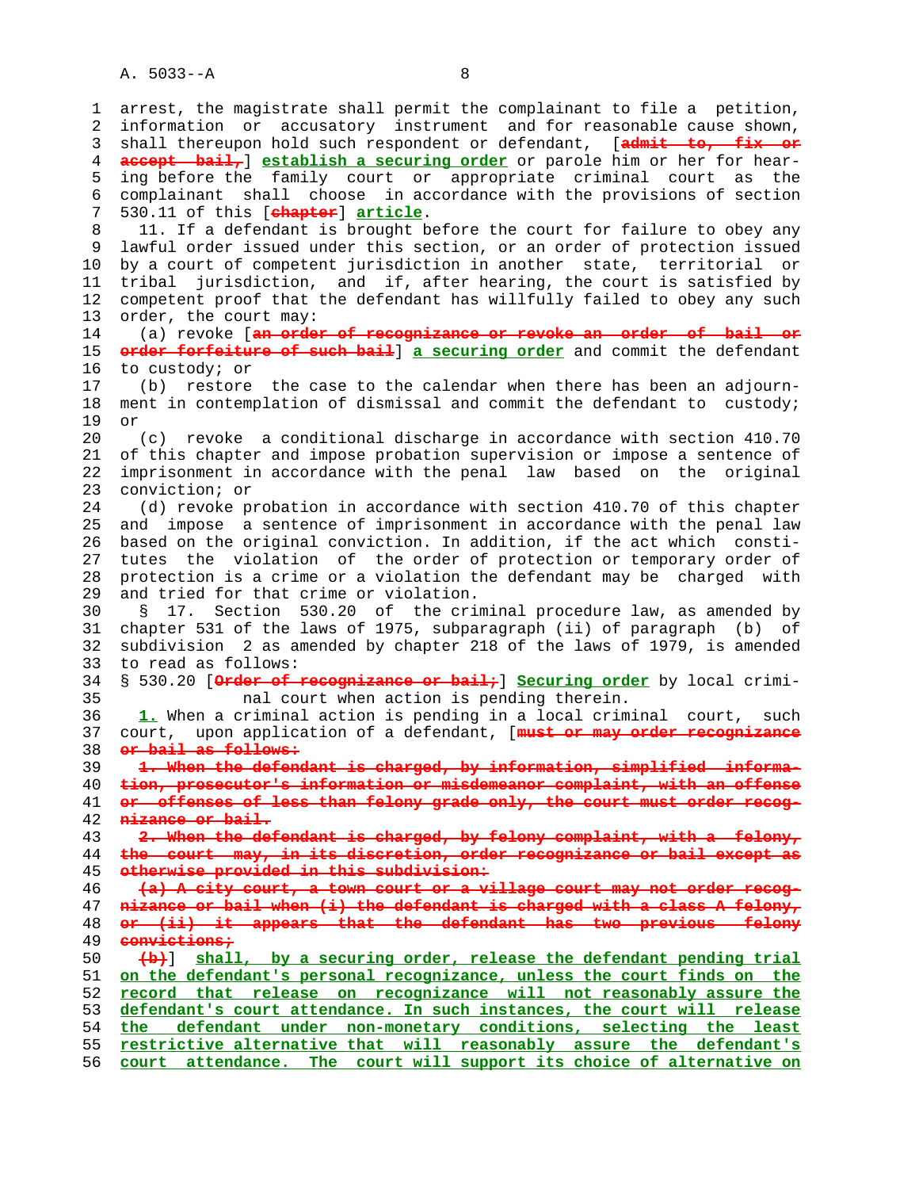arrest, the magistrate shall permit the complainant to file a petition, information or accusatory instrument and for reasonable cause shown, shall thereupon hold such respondent or defendant, [~~admit to, fix or accept bail,~~] **establish a securing order** or parole him or her for hearing before the family court or appropriate criminal court as the complainant shall choose in accordance with the provisions of section 530.11 of this [~~chapter~~] **article**.

11. If a defendant is brought before the court for failure to obey any lawful order issued under this section, or an order of protection issued by a court of competent jurisdiction in another state, territorial or tribal jurisdiction, and if, after hearing, the court is satisfied by competent proof that the defendant has willfully failed to obey any such order, the court may:

(a) revoke [~~an order of recognizance or revoke an order of bail or order forfeiture of such bail~~] **a securing order** and commit the defendant to custody; or

(b) restore the case to the calendar when there has been an adjournment in contemplation of dismissal and commit the defendant to custody; or

(c) revoke a conditional discharge in accordance with section 410.70 of this chapter and impose probation supervision or impose a sentence of imprisonment in accordance with the penal law based on the original conviction; or

(d) revoke probation in accordance with section 410.70 of this chapter and impose a sentence of imprisonment in accordance with the penal law based on the original conviction. In addition, if the act which constitutes the violation of the order of protection or temporary order of protection is a crime or a violation the defendant may be charged with and tried for that crime or violation.

§ 17. Section 530.20 of the criminal procedure law, as amended by chapter 531 of the laws of 1975, subparagraph (ii) of paragraph (b) of subdivision 2 as amended by chapter 218 of the laws of 1979, is amended to read as follows:

§ 530.20 [~~Order of recognizance or bail;~~] **Securing order** by local criminal court when action is pending therein.

**1.** When a criminal action is pending in a local criminal court, such court, upon application of a defendant, [~~must or may order recognizance or bail as follows:~~

~~1. When the defendant is charged, by information, simplified information, prosecutor's information or misdemeanor complaint, with an offense or offenses of less than felony grade only, the court must order recognizance or bail.~~

~~2. When the defendant is charged, by felony complaint, with a felony, the court may, in its discretion, order recognizance or bail except as otherwise provided in this subdivision:~~

~~(a) A city court, a town court or a village court may not order recognizance or bail when (i) the defendant is charged with a class A felony, or (ii) it appears that the defendant has two previous felony convictions;~~

~~(b)~~] **shall, by a securing order, release the defendant pending trial on the defendant's personal recognizance, unless the court finds on the record that release on recognizance will not reasonably assure the defendant's court attendance. In such instances, the court will release the defendant under non-monetary conditions, selecting the least restrictive alternative that will reasonably assure the defendant's court attendance. The court will support its choice of alternative on**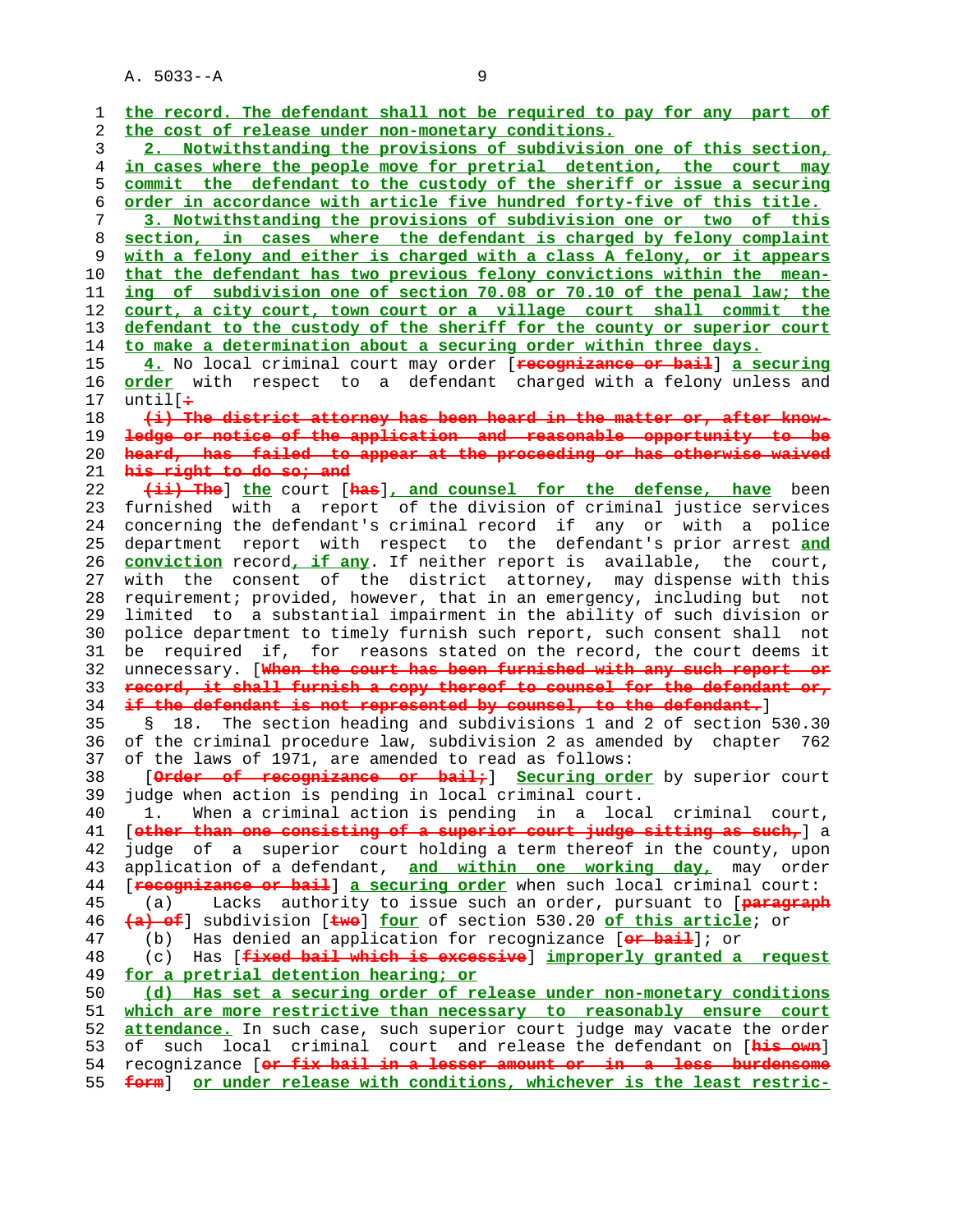1 the record. The defendant shall not be required to pay for any part of
2 the cost of release under non-monetary conditions.
3 2. Notwithstanding the provisions of subdivision one of this section,
4 in cases where the people move for pretrial detention, the court may
5 commit the defendant to the custody of the sheriff or issue a securing
6 order in accordance with article five hundred forty-five of this title.
7 3. Notwithstanding the provisions of subdivision one or two of this
8 section, in cases where the defendant is charged by felony complaint
9 with a felony and either is charged with a class A felony, or it appears
10 that the defendant has two previous felony convictions within the mean-
11 ing of subdivision one of section 70.08 or 70.10 of the penal law; the
12 court, a city court, town court or a village court shall commit the
13 defendant to the custody of the sheriff for the county or superior court
14 to make a determination about a securing order within three days.
15 4. No local criminal court may order [recognizance or bail] a securing
16 order with respect to a defendant charged with a felony unless and
17 until[:
18 (i) The district attorney has been heard in the matter or, after know-
19 ledge or notice of the application and reasonable opportunity to be
20 heard, has failed to appear at the proceeding or has otherwise waived
21 his right to do so; and
22 (ii) The] the court [has], and counsel for the defense, have been
23 furnished with a report of the division of criminal justice services
24 concerning the defendant's criminal record if any or with a police
25 department report with respect to the defendant's prior arrest and
26 conviction record, if any. If neither report is available, the court,
27 with the consent of the district attorney, may dispense with this
28 requirement; provided, however, that in an emergency, including but not
29 limited to a substantial impairment in the ability of such division or
30 police department to timely furnish such report, such consent shall not
31 be required if, for reasons stated on the record, the court deems it
32 unnecessary. [When the court has been furnished with any such report or
33 record, it shall furnish a copy thereof to counsel for the defendant or,
34 if the defendant is not represented by counsel, to the defendant.]
35 § 18. The section heading and subdivisions 1 and 2 of section 530.30
36 of the criminal procedure law, subdivision 2 as amended by chapter 762
37 of the laws of 1971, are amended to read as follows:
38 [Order of recognizance or bail;] Securing order by superior court
39 judge when action is pending in local criminal court.
40 1. When a criminal action is pending in a local criminal court,
41 [other than one consisting of a superior court judge sitting as such,] a
42 judge of a superior court holding a term thereof in the county, upon
43 application of a defendant, and within one working day, may order
44 [recognizance or bail] a securing order when such local criminal court:
45 (a) Lacks authority to issue such an order, pursuant to [paragraph
46 (a) of] subdivision [two] four of section 530.20 of this article; or
47 (b) Has denied an application for recognizance [or bail]; or
48 (c) Has [fixed bail which is excessive] improperly granted a request
49 for a pretrial detention hearing; or
50 (d) Has set a securing order of release under non-monetary conditions
51 which are more restrictive than necessary to reasonably ensure court
52 attendance. In such case, such superior court judge may vacate the order
53 of such local criminal court and release the defendant on [his own]
54 recognizance [or fix bail in a lesser amount or in a less burdensome
55 form] or under release with conditions, whichever is the least restric-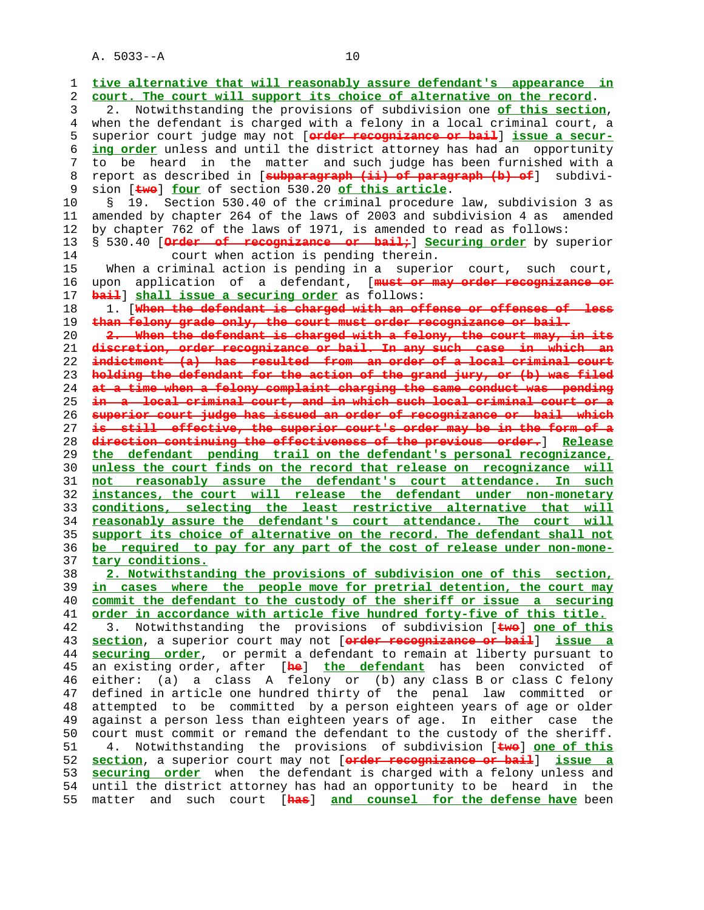tive alternative that will reasonably assure defendant's appearance in court. The court will support its choice of alternative on the record.

2. Notwithstanding the provisions of subdivision one of this section, when the defendant is charged with a felony in a local criminal court, a superior court judge may not [order recognizance or bail] issue a securing order unless and until the district attorney has had an opportunity to be heard in the matter and such judge has been furnished with a report as described in [subparagraph (ii) of paragraph (b) of] subdivision [two] four of section 530.20 of this article.

§ 19. Section 530.40 of the criminal procedure law, subdivision 3 as amended by chapter 264 of the laws of 2003 and subdivision 4 as amended by chapter 762 of the laws of 1971, is amended to read as follows:

§ 530.40 [Order of recognizance or bail;] Securing order by superior court when action is pending therein.

When a criminal action is pending in a superior court, such court, upon application of a defendant, [must or may order recognizance or bail] shall issue a securing order as follows:

1. [When the defendant is charged with an offense or offenses of less than felony grade only, the court must order recognizance or bail.

2. When the defendant is charged with a felony, the court may, in its discretion, order recognizance or bail. In any such case in which an indictment (a) has resulted from an order of a local criminal court holding the defendant for the action of the grand jury, or (b) was filed at a time when a felony complaint charging the same conduct was pending in a local criminal court, and in which such local criminal court or a superior court judge has issued an order of recognizance or bail which is still effective, the superior court's order may be in the form of a direction continuing the effectiveness of the previous order.] Release the defendant pending trail on the defendant's personal recognizance, unless the court finds on the record that release on recognizance will not reasonably assure the defendant's court attendance. In such instances, the court will release the defendant under non-monetary conditions, selecting the least restrictive alternative that will reasonably assure the defendant's court attendance. The court will support its choice of alternative on the record. The defendant shall not be required to pay for any part of the cost of release under non-monetary conditions.

2. Notwithstanding the provisions of subdivision one of this section, in cases where the people move for pretrial detention, the court may commit the defendant to the custody of the sheriff or issue a securing order in accordance with article five hundred forty-five of this title.

3. Notwithstanding the provisions of subdivision [two] one of this section, a superior court may not [order recognizance or bail] issue a securing order, or permit a defendant to remain at liberty pursuant to an existing order, after [he] the defendant has been convicted of either: (a) a class A felony or (b) any class B or class C felony defined in article one hundred thirty of the penal law committed or attempted to be committed by a person eighteen years of age or older against a person less than eighteen years of age. In either case the court must commit or remand the defendant to the custody of the sheriff.

4. Notwithstanding the provisions of subdivision [two] one of this section, a superior court may not [order recognizance or bail] issue a securing order when the defendant is charged with a felony unless and until the district attorney has had an opportunity to be heard in the matter and such court [has] and counsel for the defense have been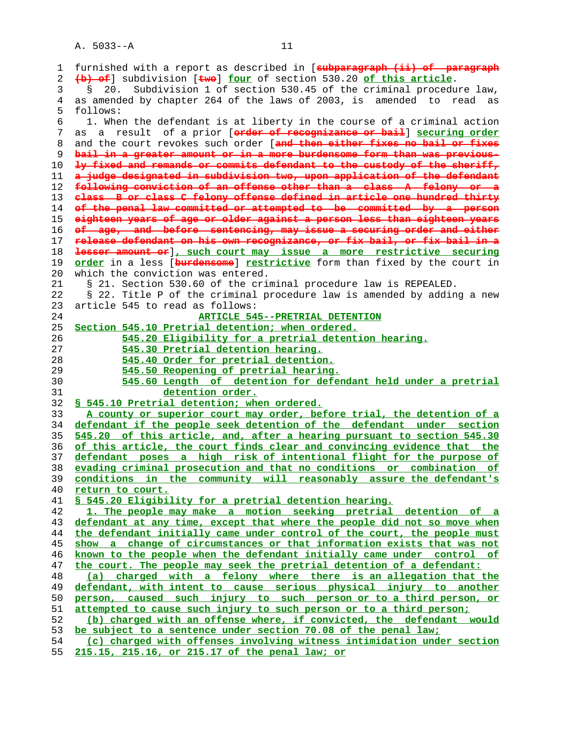furnished with a report as described in [~~subparagraph (ii) of paragraph (b) of~~] subdivision [~~two~~] **four** of section 530.20 **of this article**.

§ 20. Subdivision 1 of section 530.45 of the criminal procedure law, as amended by chapter 264 of the laws of 2003, is amended to read as follows:

1. When the defendant is at liberty in the course of a criminal action as a result of a prior [~~order of recognizance or bail~~] **securing order** and the court revokes such order [~~and then either fixes no bail or fixes bail in a greater amount or in a more burdensome form than was previously fixed and remands or commits defendant to the custody of the sheriff, a judge designated in subdivision two, upon application of the defendant following conviction of an offense other than a class A felony or a class B or class C felony offense defined in article one hundred thirty of the penal law committed or attempted to be committed by a person eighteen years of age or older against a person less than eighteen years of age, and before sentencing, may issue a securing order and either release defendant on his own recognizance, or fix bail, or fix bail in a lesser amount or~~]**, such court may issue a more restrictive securing order** in a less [~~burdensome~~] **restrictive** form than fixed by the court in which the conviction was entered.

§ 21. Section 530.60 of the criminal procedure law is REPEALED.

§ 22. Title P of the criminal procedure law is amended by adding a new article 545 to read as follows:

**ARTICLE 545--PRETRIAL DETENTION**

**Section 545.10 Pretrial detention; when ordered.**
**545.20 Eligibility for a pretrial detention hearing.**
**545.30 Pretrial detention hearing.**
**545.40 Order for pretrial detention.**
**545.50 Reopening of pretrial hearing.**
**545.60 Length of detention for defendant held under a pretrial detention order.**

**§ 545.10 Pretrial detention; when ordered.**

**A county or superior court may order, before trial, the detention of a defendant if the people seek detention of the defendant under section 545.20 of this article, and, after a hearing pursuant to section 545.30 of this article, the court finds clear and convincing evidence that the defendant poses a high risk of intentional flight for the purpose of evading criminal prosecution and that no conditions or combination of conditions in the community will reasonably assure the defendant's return to court.**

**§ 545.20 Eligibility for a pretrial detention hearing.**

**1. The people may make a motion seeking pretrial detention of a defendant at any time, except that where the people did not so move when the defendant initially came under control of the court, the people must show a change of circumstances or that information exists that was not known to the people when the defendant initially came under control of the court. The people may seek the pretrial detention of a defendant:**

**(a) charged with a felony where there is an allegation that the defendant, with intent to cause serious physical injury to another person, caused such injury to such person or to a third person, or attempted to cause such injury to such person or to a third person;**

**(b) charged with an offense where, if convicted, the defendant would be subject to a sentence under section 70.08 of the penal law;**

**(c) charged with offenses involving witness intimidation under section 215.15, 215.16, or 215.17 of the penal law; or**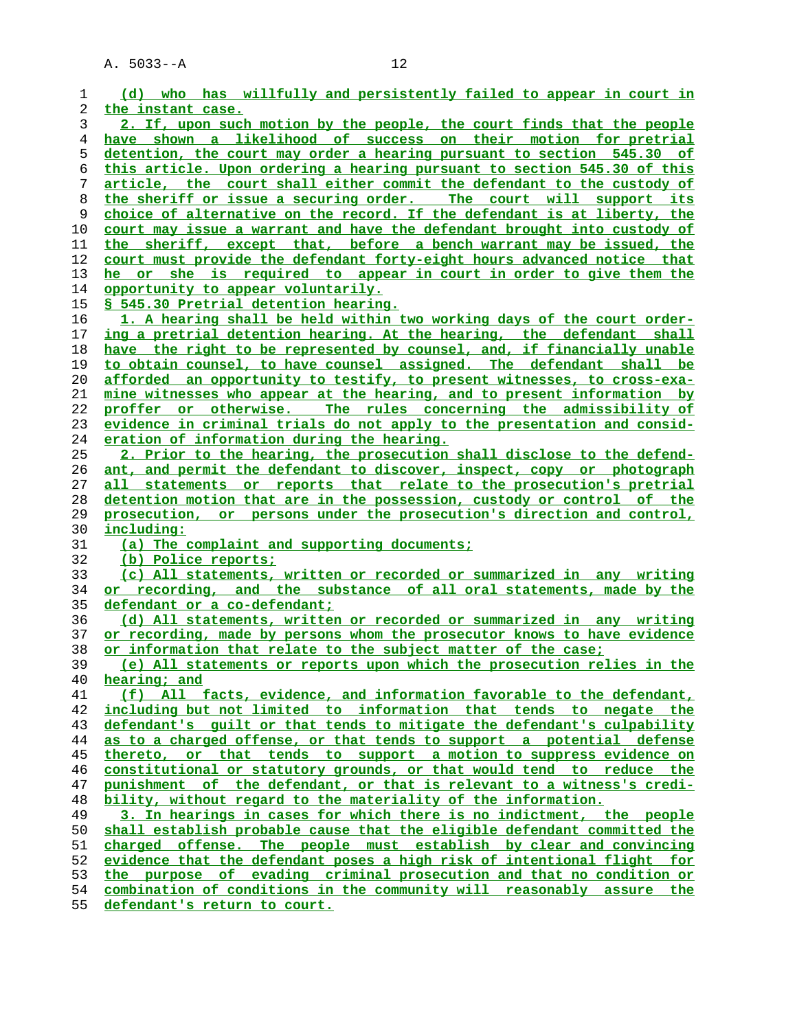(d) who has willfully and persistently failed to appear in court in the instant case.

2. If, upon such motion by the people, the court finds that the people have shown a likelihood of success on their motion for pretrial detention, the court may order a hearing pursuant to section 545.30 of this article. Upon ordering a hearing pursuant to section 545.30 of this article, the court shall either commit the defendant to the custody of the sheriff or issue a securing order. The court will support its choice of alternative on the record. If the defendant is at liberty, the court may issue a warrant and have the defendant brought into custody of the sheriff, except that, before a bench warrant may be issued, the court must provide the defendant forty-eight hours advanced notice that he or she is required to appear in court in order to give them the opportunity to appear voluntarily.

§ 545.30 Pretrial detention hearing.

1. A hearing shall be held within two working days of the court ordering a pretrial detention hearing. At the hearing, the defendant shall have the right to be represented by counsel, and, if financially unable to obtain counsel, to have counsel assigned. The defendant shall be afforded an opportunity to testify, to present witnesses, to cross-examine witnesses who appear at the hearing, and to present information by proffer or otherwise. The rules concerning the admissibility of evidence in criminal trials do not apply to the presentation and consideration of information during the hearing.

2. Prior to the hearing, the prosecution shall disclose to the defendant, and permit the defendant to discover, inspect, copy or photograph all statements or reports that relate to the prosecution's pretrial detention motion that are in the possession, custody or control of the prosecution, or persons under the prosecution's direction and control, including:

(a) The complaint and supporting documents;

(b) Police reports;

(c) All statements, written or recorded or summarized in any writing or recording, and the substance of all oral statements, made by the defendant or a co-defendant;

(d) All statements, written or recorded or summarized in any writing or recording, made by persons whom the prosecutor knows to have evidence or information that relate to the subject matter of the case;

(e) All statements or reports upon which the prosecution relies in the hearing; and

(f) All facts, evidence, and information favorable to the defendant, including but not limited to information that tends to negate the defendant's guilt or that tends to mitigate the defendant's culpability as to a charged offense, or that tends to support a potential defense thereto, or that tends to support a motion to suppress evidence on constitutional or statutory grounds, or that would tend to reduce the punishment of the defendant, or that is relevant to a witness's credibility, without regard to the materiality of the information.

3. In hearings in cases for which there is no indictment, the people shall establish probable cause that the eligible defendant committed the charged offense. The people must establish by clear and convincing evidence that the defendant poses a high risk of intentional flight for the purpose of evading criminal prosecution and that no condition or combination of conditions in the community will reasonably assure the defendant's return to court.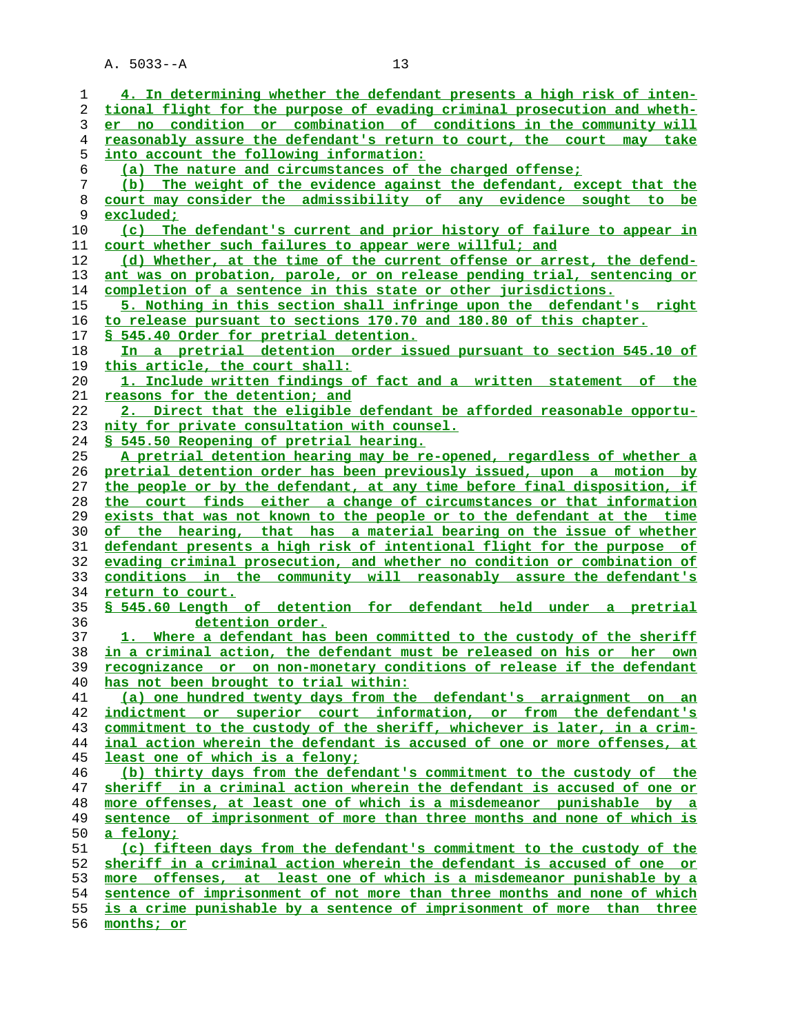4. In determining whether the defendant presents a high risk of intentional flight for the purpose of evading criminal prosecution and whether no condition or combination of conditions in the community will reasonably assure the defendant's return to court, the court may take into account the following information:

(a) The nature and circumstances of the charged offense;

(b) The weight of the evidence against the defendant, except that the court may consider the admissibility of any evidence sought to be excluded;

(c) The defendant's current and prior history of failure to appear in court whether such failures to appear were willful; and

(d) Whether, at the time of the current offense or arrest, the defendant was on probation, parole, or on release pending trial, sentencing or completion of a sentence in this state or other jurisdictions.

5. Nothing in this section shall infringe upon the defendant's right to release pursuant to sections 170.70 and 180.80 of this chapter.

§ 545.40 Order for pretrial detention.

In a pretrial detention order issued pursuant to section 545.10 of this article, the court shall:

1. Include written findings of fact and a written statement of the reasons for the detention; and

2. Direct that the eligible defendant be afforded reasonable opportunity for private consultation with counsel.

§ 545.50 Reopening of pretrial hearing.

A pretrial detention hearing may be re-opened, regardless of whether a pretrial detention order has been previously issued, upon a motion by the people or by the defendant, at any time before final disposition, if the court finds either a change of circumstances or that information exists that was not known to the people or to the defendant at the time of the hearing, that has a material bearing on the issue of whether defendant presents a high risk of intentional flight for the purpose of evading criminal prosecution, and whether no condition or combination of conditions in the community will reasonably assure the defendant's return to court.

§ 545.60 Length of detention for defendant held under a pretrial detention order.

1. Where a defendant has been committed to the custody of the sheriff in a criminal action, the defendant must be released on his or her own recognizance or on non-monetary conditions of release if the defendant has not been brought to trial within:

(a) one hundred twenty days from the defendant's arraignment on an indictment or superior court information, or from the defendant's commitment to the custody of the sheriff, whichever is later, in a criminal action wherein the defendant is accused of one or more offenses, at least one of which is a felony;

(b) thirty days from the defendant's commitment to the custody of the sheriff in a criminal action wherein the defendant is accused of one or more offenses, at least one of which is a misdemeanor punishable by a sentence of imprisonment of more than three months and none of which is a felony;

(c) fifteen days from the defendant's commitment to the custody of the sheriff in a criminal action wherein the defendant is accused of one or more offenses, at least one of which is a misdemeanor punishable by a sentence of imprisonment of not more than three months and none of which is a crime punishable by a sentence of imprisonment of more than three months; or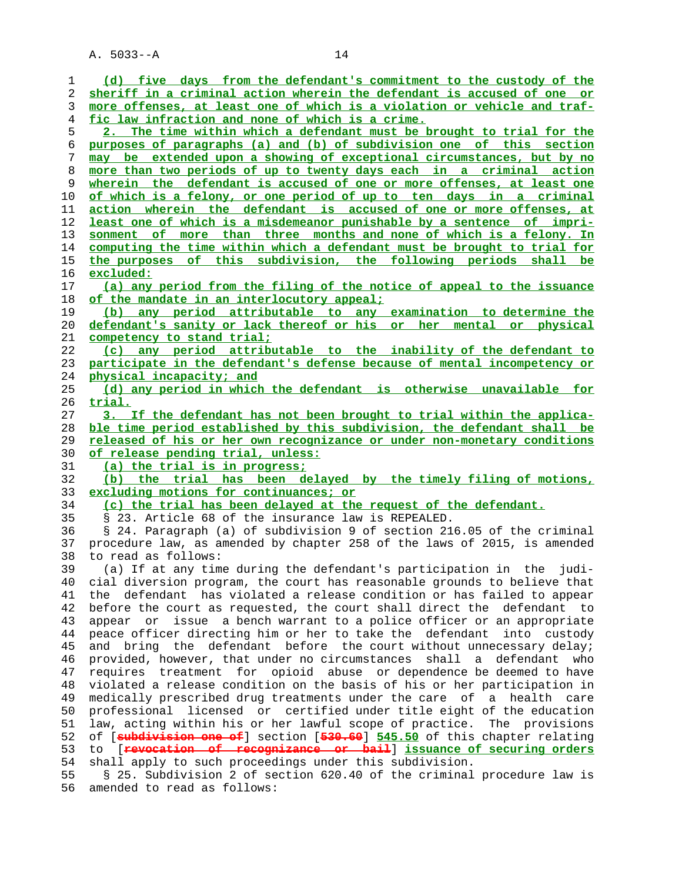(d) five days from the defendant's commitment to the custody of the sheriff in a criminal action wherein the defendant is accused of one or more offenses, at least one of which is a violation or vehicle and traffic law infraction and none of which is a crime.

2. The time within which a defendant must be brought to trial for the purposes of paragraphs (a) and (b) of subdivision one of this section may be extended upon a showing of exceptional circumstances, but by no more than two periods of up to twenty days each in a criminal action wherein the defendant is accused of one or more offenses, at least one of which is a felony, or one period of up to ten days in a criminal action wherein the defendant is accused of one or more offenses, at least one of which is a misdemeanor punishable by a sentence of imprisonment of more than three months and none of which is a felony. In computing the time within which a defendant must be brought to trial for the purposes of this subdivision, the following periods shall be excluded:

(a) any period from the filing of the notice of appeal to the issuance of the mandate in an interlocutory appeal;

(b) any period attributable to any examination to determine the defendant's sanity or lack thereof or his or her mental or physical competency to stand trial;

(c) any period attributable to the inability of the defendant to participate in the defendant's defense because of mental incompetency or physical incapacity; and

(d) any period in which the defendant is otherwise unavailable for trial.

3. If the defendant has not been brought to trial within the applicable time period established by this subdivision, the defendant shall be released of his or her own recognizance or under non-monetary conditions of release pending trial, unless:

(a) the trial is in progress;

(b) the trial has been delayed by the timely filing of motions, excluding motions for continuances; or

(c) the trial has been delayed at the request of the defendant.

§ 23. Article 68 of the insurance law is REPEALED.

§ 24. Paragraph (a) of subdivision 9 of section 216.05 of the criminal procedure law, as amended by chapter 258 of the laws of 2015, is amended to read as follows:

(a) If at any time during the defendant's participation in the judicial diversion program, the court has reasonable grounds to believe that the defendant has violated a release condition or has failed to appear before the court as requested, the court shall direct the defendant to appear or issue a bench warrant to a police officer or an appropriate peace officer directing him or her to take the defendant into custody and bring the defendant before the court without unnecessary delay; provided, however, that under no circumstances shall a defendant who requires treatment for opioid abuse or dependence be deemed to have violated a release condition on the basis of his or her participation in medically prescribed drug treatments under the care of a health care professional licensed or certified under title eight of the education law, acting within his or her lawful scope of practice. The provisions of [~~subdivision one of~~] section [~~530.60~~] 545.50 of this chapter relating to [~~revocation of recognizance or bail~~] issuance of securing orders shall apply to such proceedings under this subdivision.

§ 25. Subdivision 2 of section 620.40 of the criminal procedure law is amended to read as follows: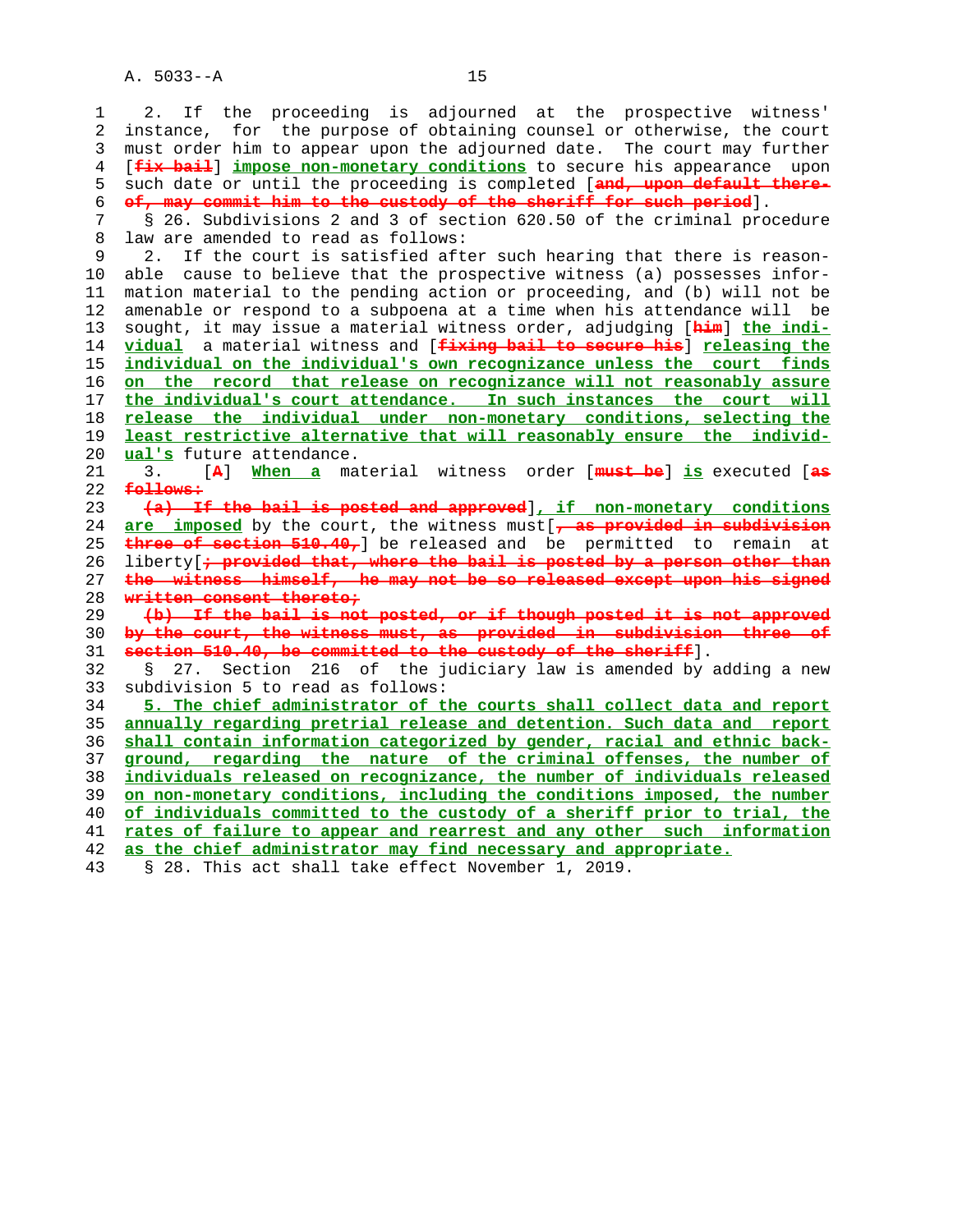2. If the proceeding is adjourned at the prospective witness' instance, for the purpose of obtaining counsel or otherwise, the court must order him to appear upon the adjourned date. The court may further [~~fix bail~~] **impose non-monetary conditions** to secure his appearance upon such date or until the proceeding is completed [~~and, upon default thereof, may commit him to the custody of the sheriff for such period~~].

§ 26. Subdivisions 2 and 3 of section 620.50 of the criminal procedure law are amended to read as follows:

2. If the court is satisfied after such hearing that there is reasonable cause to believe that the prospective witness (a) possesses information material to the pending action or proceeding, and (b) will not be amenable or respond to a subpoena at a time when his attendance will be sought, it may issue a material witness order, adjudging [~~him~~] **the individual** a material witness and [~~fixing bail to secure his~~] **releasing the individual on the individual's own recognizance unless the court finds on the record that release on recognizance will not reasonably assure the individual's court attendance. In such instances the court will release the individual under non-monetary conditions, selecting the least restrictive alternative that will reasonably ensure the individual's** future attendance.

3. [~~A~~] **When a** material witness order [~~must be~~] **is** executed [~~as follows:~~

~~(a) If the bail is posted and approved~~]**, if non-monetary conditions are imposed** by the court, the witness must[~~, as provided in subdivision three of section 510.40,~~] be released and be permitted to remain at liberty[~~; provided that, where the bail is posted by a person other than the witness himself, he may not be so released except upon his signed written consent thereto;~~

~~(b) If the bail is not posted, or if though posted it is not approved by the court, the witness must, as provided in subdivision three of section 510.40, be committed to the custody of the sheriff~~].

§ 27. Section 216 of the judiciary law is amended by adding a new subdivision 5 to read as follows:

**5. The chief administrator of the courts shall collect data and report annually regarding pretrial release and detention. Such data and report shall contain information categorized by gender, racial and ethnic background, regarding the nature of the criminal offenses, the number of individuals released on recognizance, the number of individuals released on non-monetary conditions, including the conditions imposed, the number of individuals committed to the custody of a sheriff prior to trial, the rates of failure to appear and rearrest and any other such information as the chief administrator may find necessary and appropriate.**

§ 28. This act shall take effect November 1, 2019.